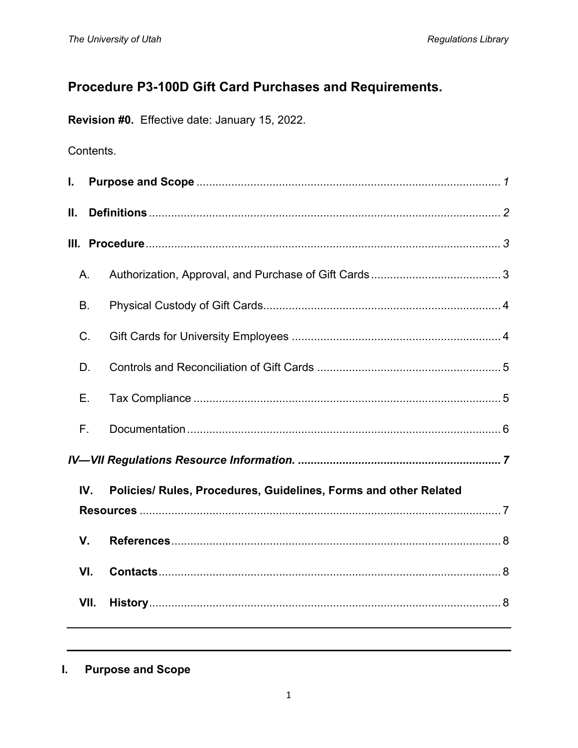# Procedure P3-100D Gift Card Purchases and Requirements.

**Revision #0.** Effective date: January 15, 2022.

Contents.

**I. Purpose and Scope** ........................................................................................... *1*

**II. Definitions** .......................................................................................................... *2*

**III. Procedure** .......................................................................................................... *3*

- A. Authorization, Approval, and Purchase of Gift Cards ......................................... 3
- B. Physical Custody of Gift Cards.......................................................................... 4
- C. Gift Cards for University Employees .................................................................. 4
- D. Controls and Reconciliation of Gift Cards .......................................................... 5
- E. Tax Compliance ................................................................................................ 5
- F. Documentation .................................................................................................. 6

***IV—VII Regulations Resource Information.*** ............................................................... **7**

- **IV. Policies/ Rules, Procedures, Guidelines, Forms and other Related Resources** ...................................................................................................... 7
- **V. References** .......................................................................................................... 8
- **VI. Contacts** ............................................................................................................. 8
- **VII. History** .............................................................................................................. 8

---

## I. Purpose and Scope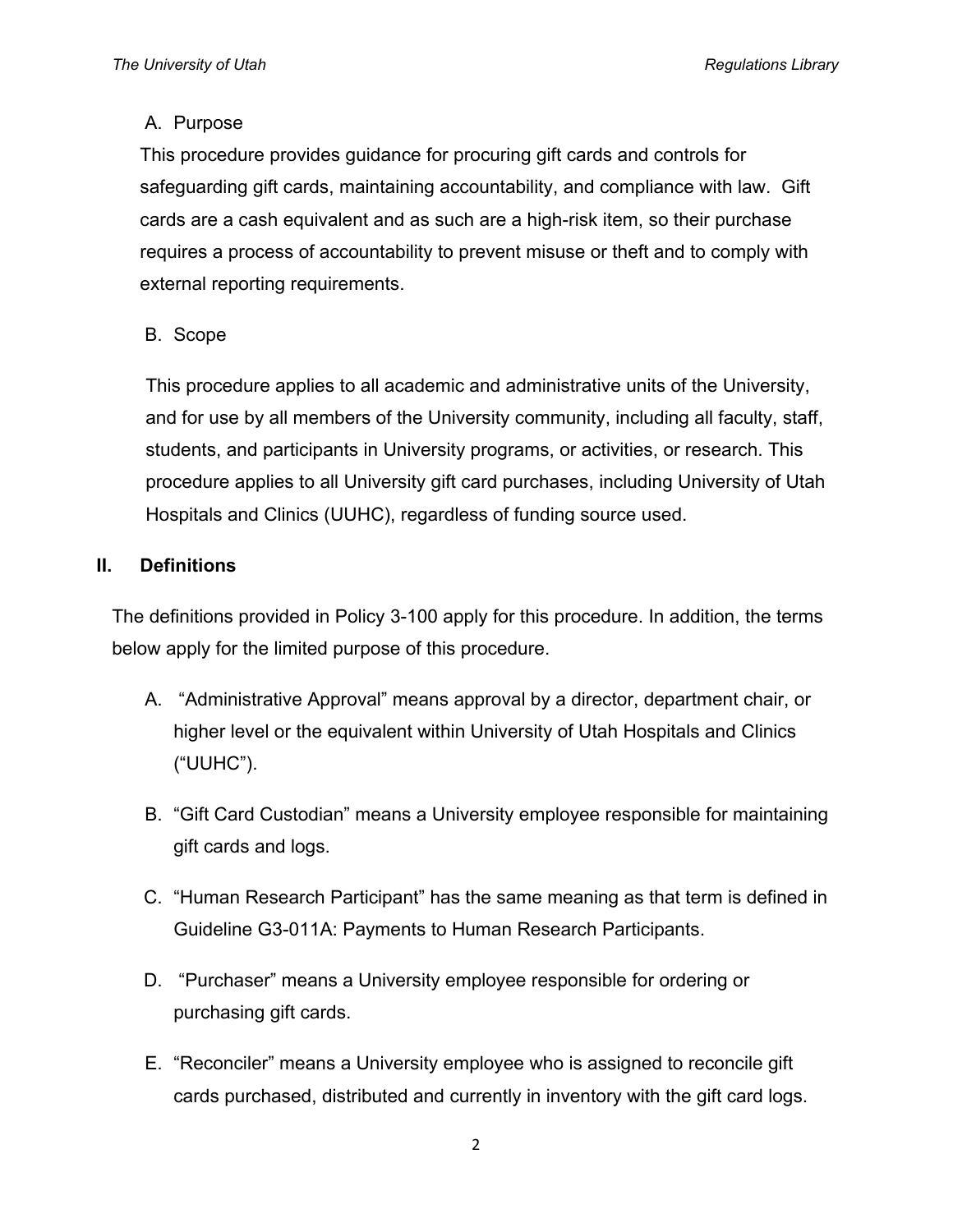A. Purpose

This procedure provides guidance for procuring gift cards and controls for safeguarding gift cards, maintaining accountability, and compliance with law. Gift cards are a cash equivalent and as such are a high-risk item, so their purchase requires a process of accountability to prevent misuse or theft and to comply with external reporting requirements.

B. Scope

This procedure applies to all academic and administrative units of the University, and for use by all members of the University community, including all faculty, staff, students, and participants in University programs, or activities, or research. This procedure applies to all University gift card purchases, including University of Utah Hospitals and Clinics (UUHC), regardless of funding source used.

## II. Definitions

The definitions provided in Policy 3-100 apply for this procedure. In addition, the terms below apply for the limited purpose of this procedure.

A. "Administrative Approval" means approval by a director, department chair, or higher level or the equivalent within University of Utah Hospitals and Clinics ("UUHC").

B. "Gift Card Custodian" means a University employee responsible for maintaining gift cards and logs.

C. "Human Research Participant" has the same meaning as that term is defined in Guideline G3-011A: Payments to Human Research Participants.

D. "Purchaser" means a University employee responsible for ordering or purchasing gift cards.

E. "Reconciler" means a University employee who is assigned to reconcile gift cards purchased, distributed and currently in inventory with the gift card logs.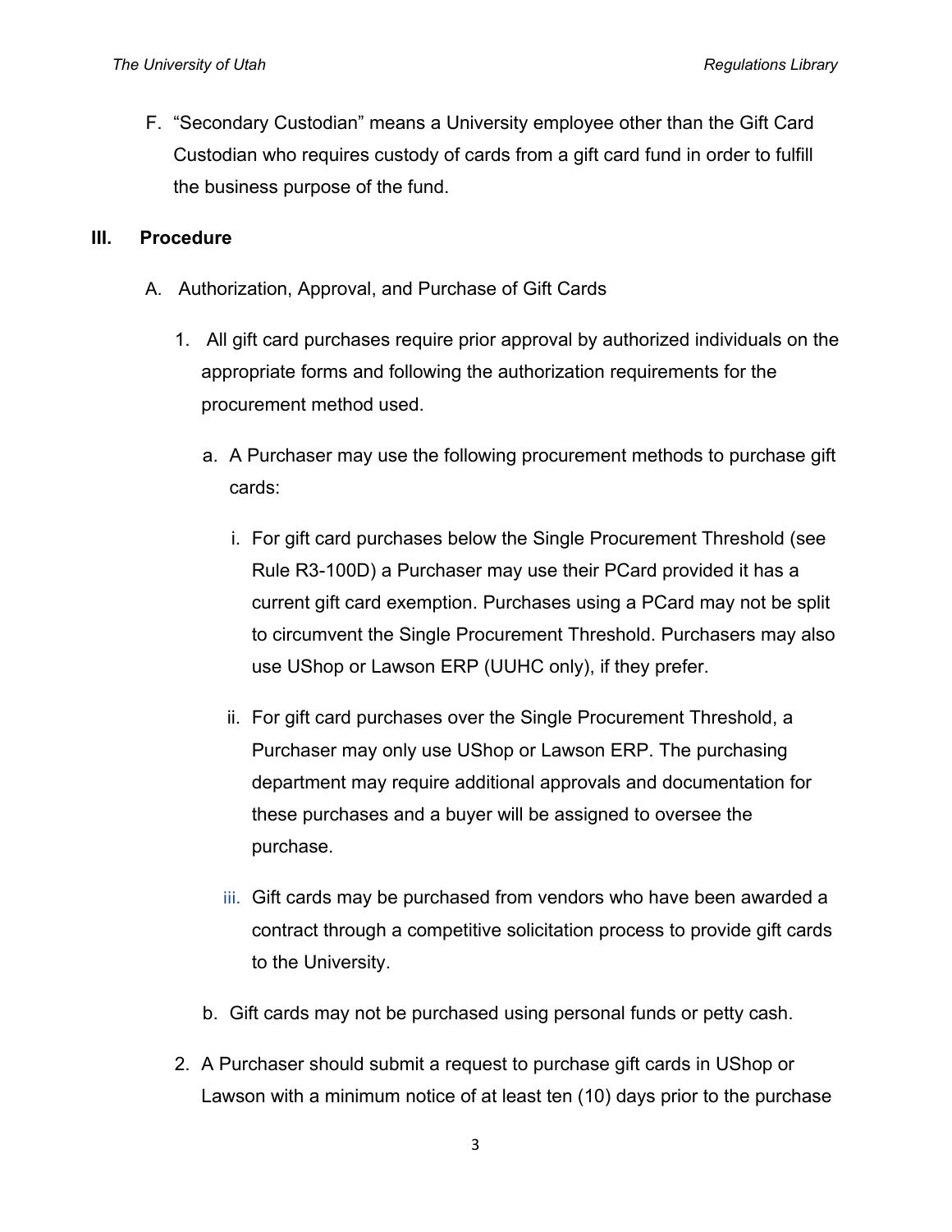F. "Secondary Custodian" means a University employee other than the Gift Card Custodian who requires custody of cards from a gift card fund in order to fulfill the business purpose of the fund.

## III. Procedure

A. Authorization, Approval, and Purchase of Gift Cards

1. All gift card purchases require prior approval by authorized individuals on the appropriate forms and following the authorization requirements for the procurement method used.

   a. A Purchaser may use the following procurement methods to purchase gift cards:

      i. For gift card purchases below the Single Procurement Threshold (see Rule R3-100D) a Purchaser may use their PCard provided it has a current gift card exemption. Purchases using a PCard may not be split to circumvent the Single Procurement Threshold. Purchasers may also use UShop or Lawson ERP (UUHC only), if they prefer.

      ii. For gift card purchases over the Single Procurement Threshold, a Purchaser may only use UShop or Lawson ERP. The purchasing department may require additional approvals and documentation for these purchases and a buyer will be assigned to oversee the purchase.

      iii. Gift cards may be purchased from vendors who have been awarded a contract through a competitive solicitation process to provide gift cards to the University.

   b. Gift cards may not be purchased using personal funds or petty cash.

2. A Purchaser should submit a request to purchase gift cards in UShop or Lawson with a minimum notice of at least ten (10) days prior to the purchase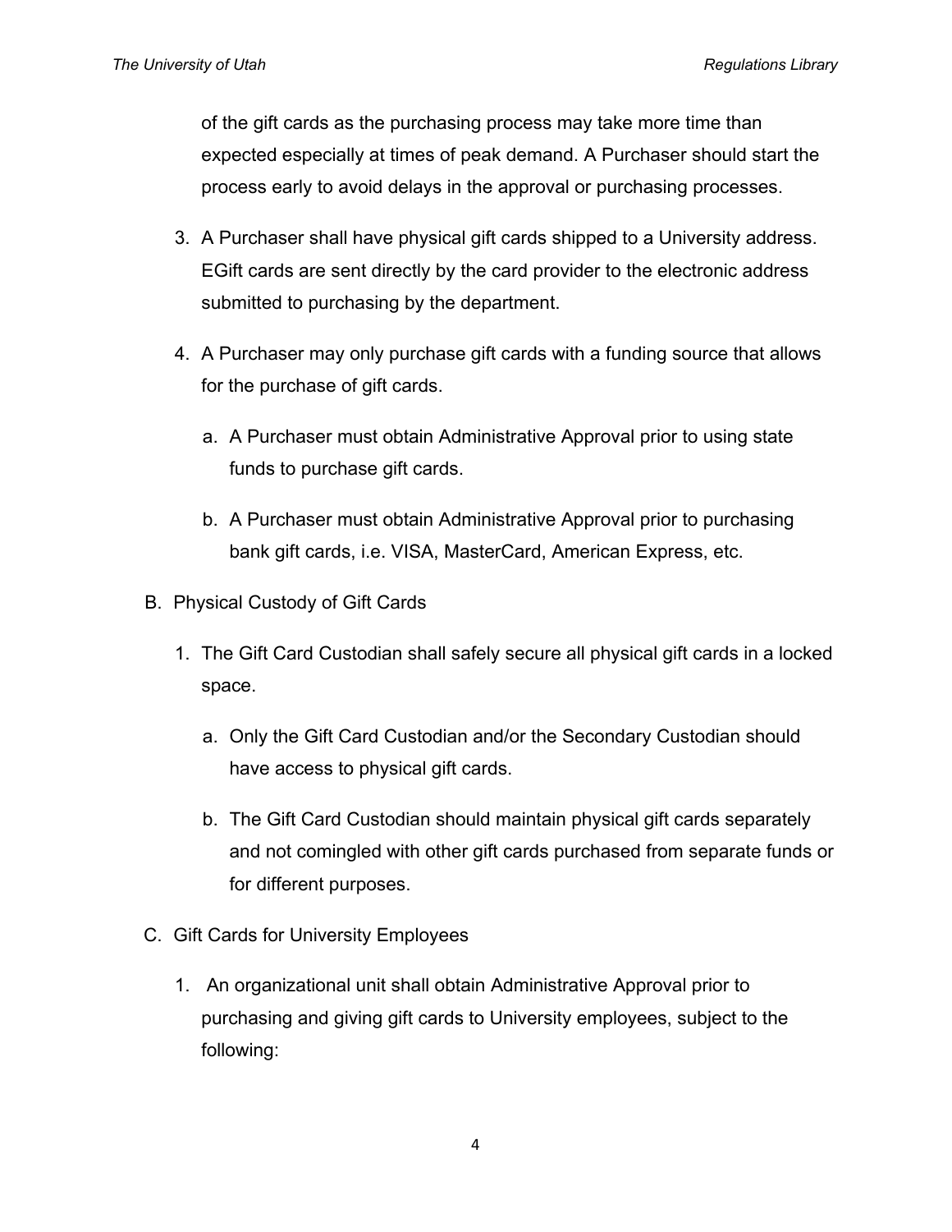of the gift cards as the purchasing process may take more time than expected especially at times of peak demand. A Purchaser should start the process early to avoid delays in the approval or purchasing processes.

3. A Purchaser shall have physical gift cards shipped to a University address. EGift cards are sent directly by the card provider to the electronic address submitted to purchasing by the department.

4. A Purchaser may only purchase gift cards with a funding source that allows for the purchase of gift cards.

   a. A Purchaser must obtain Administrative Approval prior to using state funds to purchase gift cards.

   b. A Purchaser must obtain Administrative Approval prior to purchasing bank gift cards, i.e. VISA, MasterCard, American Express, etc.

B. Physical Custody of Gift Cards

1. The Gift Card Custodian shall safely secure all physical gift cards in a locked space.

   a. Only the Gift Card Custodian and/or the Secondary Custodian should have access to physical gift cards.

   b. The Gift Card Custodian should maintain physical gift cards separately and not comingled with other gift cards purchased from separate funds or for different purposes.

C. Gift Cards for University Employees

1. An organizational unit shall obtain Administrative Approval prior to purchasing and giving gift cards to University employees, subject to the following: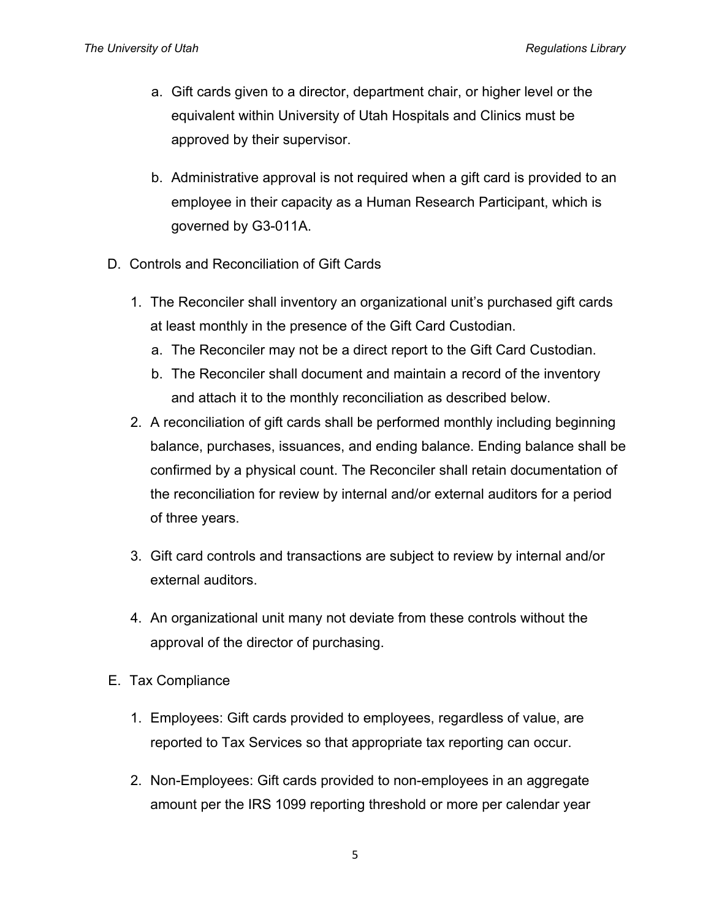a. Gift cards given to a director, department chair, or higher level or the equivalent within University of Utah Hospitals and Clinics must be approved by their supervisor.

b. Administrative approval is not required when a gift card is provided to an employee in their capacity as a Human Research Participant, which is governed by G3-011A.

D. Controls and Reconciliation of Gift Cards

1. The Reconciler shall inventory an organizational unit's purchased gift cards at least monthly in the presence of the Gift Card Custodian.
   a. The Reconciler may not be a direct report to the Gift Card Custodian.
   b. The Reconciler shall document and maintain a record of the inventory and attach it to the monthly reconciliation as described below.
2. A reconciliation of gift cards shall be performed monthly including beginning balance, purchases, issuances, and ending balance. Ending balance shall be confirmed by a physical count. The Reconciler shall retain documentation of the reconciliation for review by internal and/or external auditors for a period of three years.

3. Gift card controls and transactions are subject to review by internal and/or external auditors.

4. An organizational unit many not deviate from these controls without the approval of the director of purchasing.

E. Tax Compliance

1. Employees: Gift cards provided to employees, regardless of value, are reported to Tax Services so that appropriate tax reporting can occur.

2. Non-Employees: Gift cards provided to non-employees in an aggregate amount per the IRS 1099 reporting threshold or more per calendar year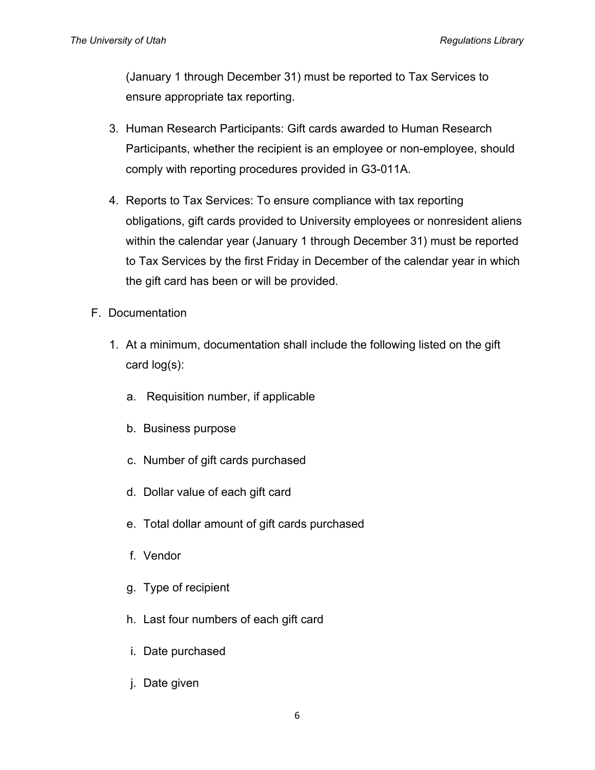(January 1 through December 31) must be reported to Tax Services to ensure appropriate tax reporting.

3. Human Research Participants: Gift cards awarded to Human Research Participants, whether the recipient is an employee or non-employee, should comply with reporting procedures provided in G3-011A.

4. Reports to Tax Services: To ensure compliance with tax reporting obligations, gift cards provided to University employees or nonresident aliens within the calendar year (January 1 through December 31) must be reported to Tax Services by the first Friday in December of the calendar year in which the gift card has been or will be provided.

F. Documentation

1. At a minimum, documentation shall include the following listed on the gift card log(s):

    a. Requisition number, if applicable

    b. Business purpose

    c. Number of gift cards purchased

    d. Dollar value of each gift card

    e. Total dollar amount of gift cards purchased

    f. Vendor

    g. Type of recipient

    h. Last four numbers of each gift card

    i. Date purchased

    j. Date given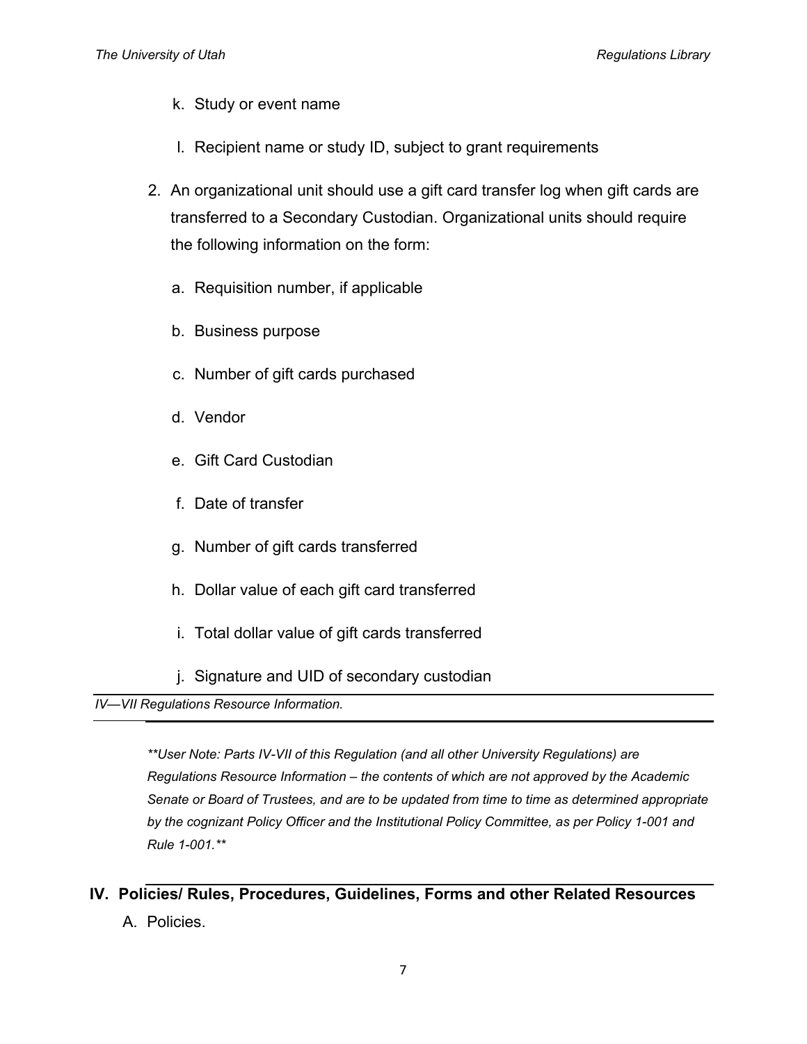k. Study or event name

l. Recipient name or study ID, subject to grant requirements

2. An organizational unit should use a gift card transfer log when gift cards are transferred to a Secondary Custodian. Organizational units should require the following information on the form:

    a. Requisition number, if applicable

    b. Business purpose

    c. Number of gift cards purchased

    d. Vendor

    e. Gift Card Custodian

    f. Date of transfer

    g. Number of gift cards transferred

    h. Dollar value of each gift card transferred

    i. Total dollar value of gift cards transferred

    j. Signature and UID of secondary custodian

---

*IV—VII Regulations Resource Information.*

---

***User Note: Parts IV-VII of this Regulation (and all other University Regulations) are Regulations Resource Information – the contents of which are not approved by the Academic Senate or Board of Trustees, and are to be updated from time to time as determined appropriate by the cognizant Policy Officer and the Institutional Policy Committee, as per Policy 1-001 and Rule 1-001.***

## IV. Policies/ Rules, Procedures, Guidelines, Forms and other Related Resources

A. Policies.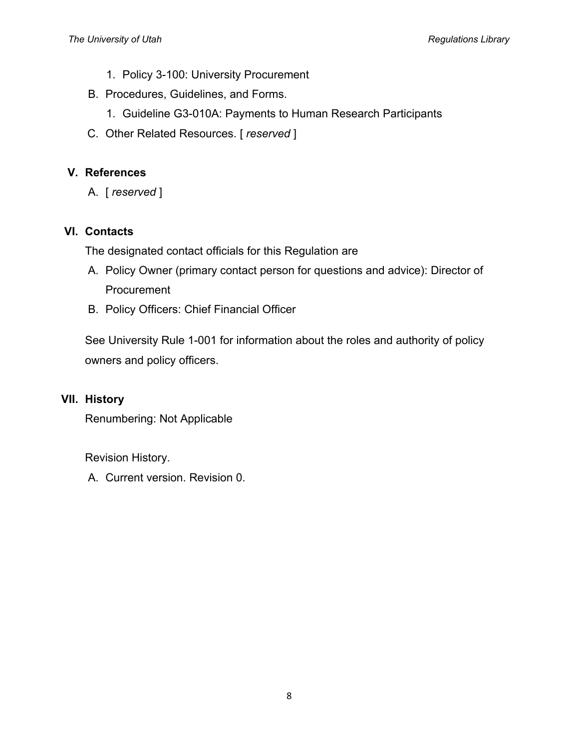1. Policy 3-100: University Procurement

B. Procedures, Guidelines, and Forms.

   1. Guideline G3-010A: Payments to Human Research Participants

C. Other Related Resources. [ *reserved* ]

## V. References

A. [ *reserved* ]

## VI. Contacts

The designated contact officials for this Regulation are

A. Policy Owner (primary contact person for questions and advice): Director of Procurement

B. Policy Officers: Chief Financial Officer

See University Rule 1-001 for information about the roles and authority of policy owners and policy officers.

## VII. History

Renumbering: Not Applicable

Revision History.

A. Current version. Revision 0.